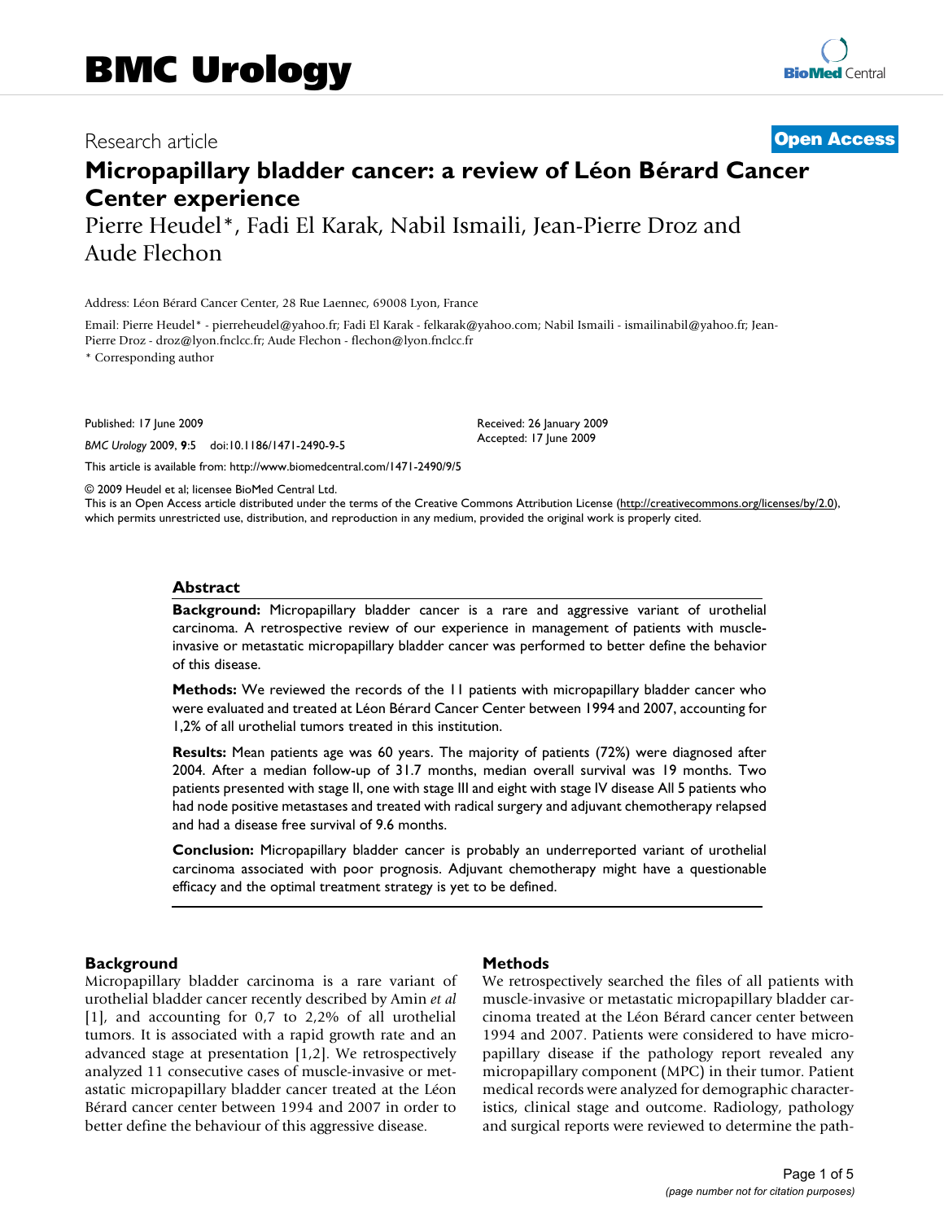# BMC Urology

Research article **Open Access**

# Micropapillary bladder cancer: a review of Léon Bérard Cancer Center experience

Pierre Heudel*, Fadi El Karak, Nabil Ismaili, Jean-Pierre Droz and Aude Flechon

Address: Léon Bérard Cancer Center, 28 Rue Laennec, 69008 Lyon, France

Email: Pierre Heudel* - pierreheudel@yahoo.fr; Fadi El Karak - felkarak@yahoo.com; Nabil Ismaili - ismailinabil@yahoo.fr; Jean-Pierre Droz - droz@lyon.fnclcc.fr; Aude Flechon - flechon@lyon.fnclcc.fr

* Corresponding author

Published: 17 June 2009

*BMC Urology* 2009, **9**:5 doi:10.1186/1471-2490-9-5

Received: 26 January 2009
Accepted: 17 June 2009

This article is available from: http://www.biomedcentral.com/1471-2490/9/5

© 2009 Heudel et al; licensee BioMed Central Ltd.
This is an Open Access article distributed under the terms of the Creative Commons Attribution License (http://creativecommons.org/licenses/by/2.0), which permits unrestricted use, distribution, and reproduction in any medium, provided the original work is properly cited.

## Abstract

**Background:** Micropapillary bladder cancer is a rare and aggressive variant of urothelial carcinoma. A retrospective review of our experience in management of patients with muscle-invasive or metastatic micropapillary bladder cancer was performed to better define the behavior of this disease.

**Methods:** We reviewed the records of the 11 patients with micropapillary bladder cancer who were evaluated and treated at Léon Bérard Cancer Center between 1994 and 2007, accounting for 1,2% of all urothelial tumors treated in this institution.

**Results:** Mean patients age was 60 years. The majority of patients (72%) were diagnosed after 2004. After a median follow-up of 31.7 months, median overall survival was 19 months. Two patients presented with stage II, one with stage III and eight with stage IV disease All 5 patients who had node positive metastases and treated with radical surgery and adjuvant chemotherapy relapsed and had a disease free survival of 9.6 months.

**Conclusion:** Micropapillary bladder cancer is probably an underreported variant of urothelial carcinoma associated with poor prognosis. Adjuvant chemotherapy might have a questionable efficacy and the optimal treatment strategy is yet to be defined.

## Background

Micropapillary bladder carcinoma is a rare variant of urothelial bladder cancer recently described by Amin *et al* [1], and accounting for 0,7 to 2,2% of all urothelial tumors. It is associated with a rapid growth rate and an advanced stage at presentation [1,2]. We retrospectively analyzed 11 consecutive cases of muscle-invasive or metastatic micropapillary bladder cancer treated at the Léon Bérard cancer center between 1994 and 2007 in order to better define the behaviour of this aggressive disease.

## Methods

We retrospectively searched the files of all patients with muscle-invasive or metastatic micropapillary bladder carcinoma treated at the Léon Bérard cancer center between 1994 and 2007. Patients were considered to have micropapillary disease if the pathology report revealed any micropapillary component (MPC) in their tumor. Patient medical records were analyzed for demographic characteristics, clinical stage and outcome. Radiology, pathology and surgical reports were reviewed to determine the path-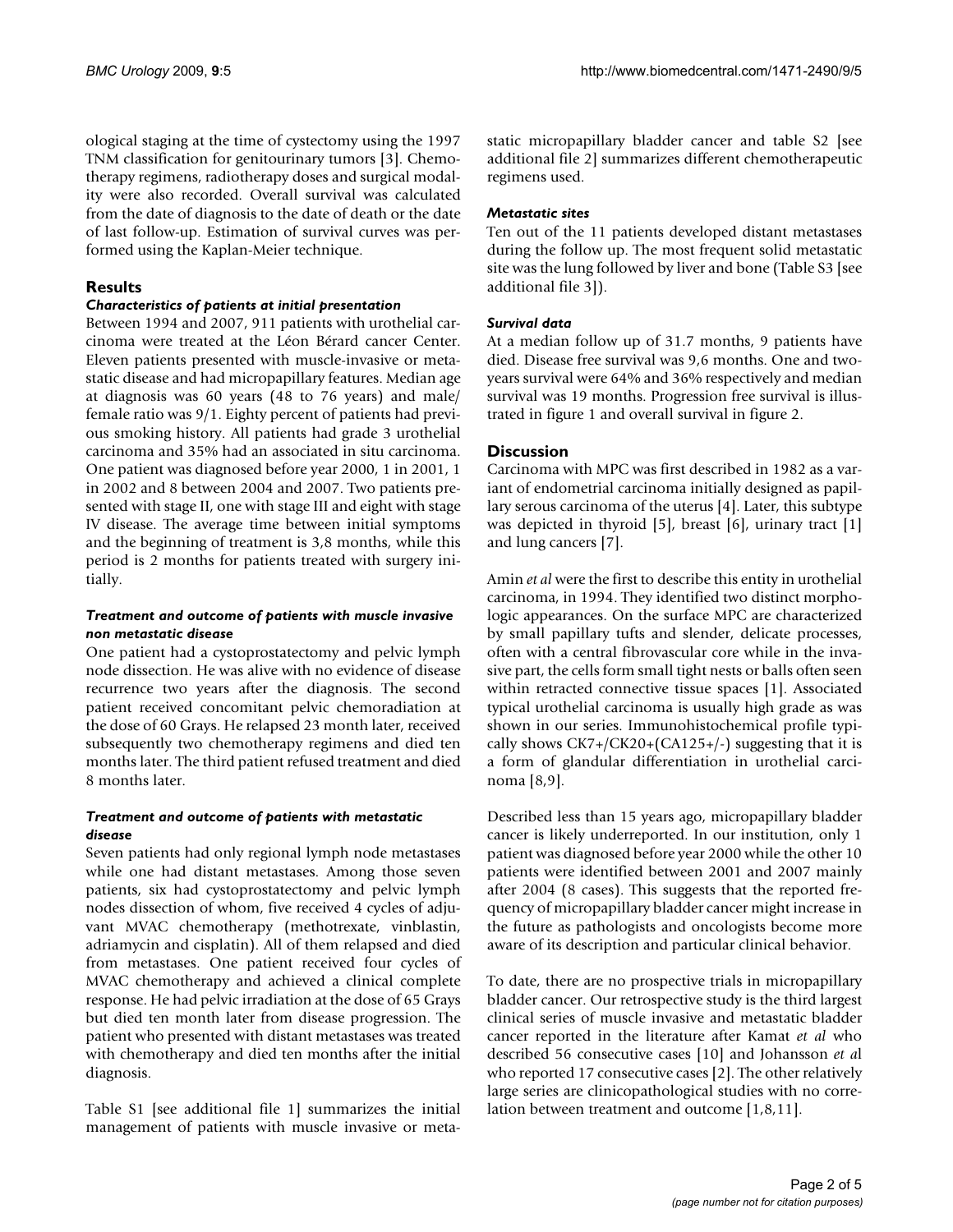ological staging at the time of cystectomy using the 1997 TNM classification for genitourinary tumors [3]. Chemotherapy regimens, radiotherapy doses and surgical modality were also recorded. Overall survival was calculated from the date of diagnosis to the date of death or the date of last follow-up. Estimation of survival curves was performed using the Kaplan-Meier technique.

## Results

### *Characteristics of patients at initial presentation*

Between 1994 and 2007, 911 patients with urothelial carcinoma were treated at the Léon Bérard cancer Center. Eleven patients presented with muscle-invasive or metastatic disease and had micropapillary features. Median age at diagnosis was 60 years (48 to 76 years) and male/female ratio was 9/1. Eighty percent of patients had previous smoking history. All patients had grade 3 urothelial carcinoma and 35% had an associated in situ carcinoma. One patient was diagnosed before year 2000, 1 in 2001, 1 in 2002 and 8 between 2004 and 2007. Two patients presented with stage II, one with stage III and eight with stage IV disease. The average time between initial symptoms and the beginning of treatment is 3,8 months, while this period is 2 months for patients treated with surgery initially.

### *Treatment and outcome of patients with muscle invasive non metastatic disease*

One patient had a cystoprostatectomy and pelvic lymph node dissection. He was alive with no evidence of disease recurrence two years after the diagnosis. The second patient received concomitant pelvic chemoradiation at the dose of 60 Grays. He relapsed 23 month later, received subsequently two chemotherapy regimens and died ten months later. The third patient refused treatment and died 8 months later.

### *Treatment and outcome of patients with metastatic disease*

Seven patients had only regional lymph node metastases while one had distant metastases. Among those seven patients, six had cystoprostatectomy and pelvic lymph nodes dissection of whom, five received 4 cycles of adjuvant MVAC chemotherapy (methotrexate, vinblastin, adriamycin and cisplatin). All of them relapsed and died from metastases. One patient received four cycles of MVAC chemotherapy and achieved a clinical complete response. He had pelvic irradiation at the dose of 65 Grays but died ten month later from disease progression. The patient who presented with distant metastases was treated with chemotherapy and died ten months after the initial diagnosis.

Table S1 [see additional file 1] summarizes the initial management of patients with muscle invasive or metastatic micropapillary bladder cancer and table S2 [see additional file 2] summarizes different chemotherapeutic regimens used.

### *Metastatic sites*

Ten out of the 11 patients developed distant metastases during the follow up. The most frequent solid metastatic site was the lung followed by liver and bone (Table S3 [see additional file 3]).

### *Survival data*

At a median follow up of 31.7 months, 9 patients have died. Disease free survival was 9,6 months. One and two-years survival were 64% and 36% respectively and median survival was 19 months. Progression free survival is illustrated in figure 1 and overall survival in figure 2.

## Discussion

Carcinoma with MPC was first described in 1982 as a variant of endometrial carcinoma initially designed as papillary serous carcinoma of the uterus [4]. Later, this subtype was depicted in thyroid [5], breast [6], urinary tract [1] and lung cancers [7].

Amin *et al* were the first to describe this entity in urothelial carcinoma, in 1994. They identified two distinct morphologic appearances. On the surface MPC are characterized by small papillary tufts and slender, delicate processes, often with a central fibrovascular core while in the invasive part, the cells form small tight nests or balls often seen within retracted connective tissue spaces [1]. Associated typical urothelial carcinoma is usually high grade as was shown in our series. Immunohistochemical profile typically shows CK7+/CK20+(CA125+/-) suggesting that it is a form of glandular differentiation in urothelial carcinoma [8,9].

Described less than 15 years ago, micropapillary bladder cancer is likely underreported. In our institution, only 1 patient was diagnosed before year 2000 while the other 10 patients were identified between 2001 and 2007 mainly after 2004 (8 cases). This suggests that the reported frequency of micropapillary bladder cancer might increase in the future as pathologists and oncologists become more aware of its description and particular clinical behavior.

To date, there are no prospective trials in micropapillary bladder cancer. Our retrospective study is the third largest clinical series of muscle invasive and metastatic bladder cancer reported in the literature after Kamat *et al* who described 56 consecutive cases [10] and Johansson *et al* who reported 17 consecutive cases [2]. The other relatively large series are clinicopathological studies with no correlation between treatment and outcome [1,8,11].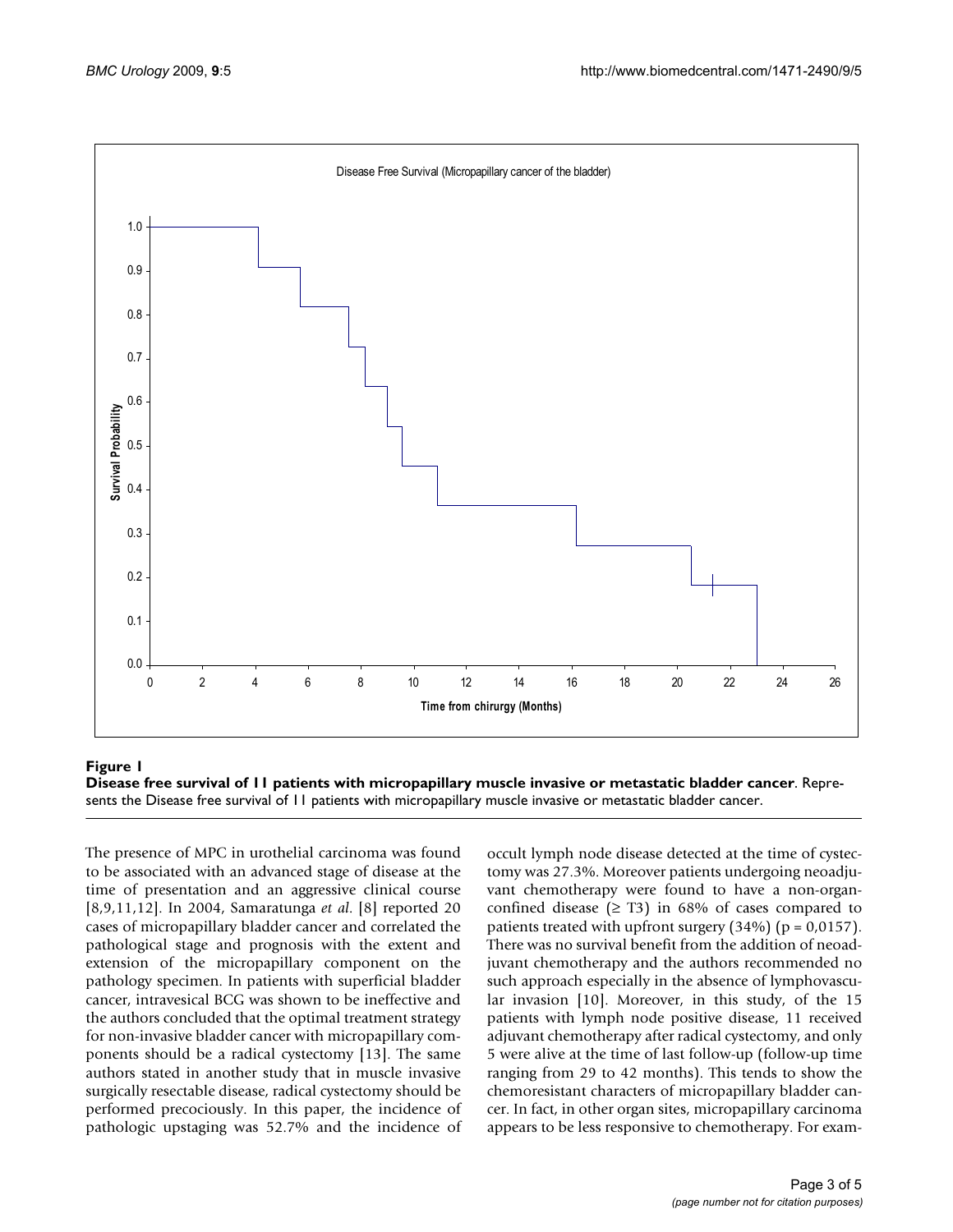**Figure 1**
**Disease free survival of 11 patients with micropapillary muscle invasive or metastatic bladder cancer**. Represents the Disease free survival of 11 patients with micropapillary muscle invasive or metastatic bladder cancer.

The presence of MPC in urothelial carcinoma was found to be associated with an advanced stage of disease at the time of presentation and an aggressive clinical course [8,9,11,12]. In 2004, Samaratunga *et al.* [8] reported 20 cases of micropapillary bladder cancer and correlated the pathological stage and prognosis with the extent and extension of the micropapillary component on the pathology specimen. In patients with superficial bladder cancer, intravesical BCG was shown to be ineffective and the authors concluded that the optimal treatment strategy for non-invasive bladder cancer with micropapillary components should be a radical cystectomy [13]. The same authors stated in another study that in muscle invasive surgically resectable disease, radical cystectomy should be performed precociously. In this paper, the incidence of pathologic upstaging was 52.7% and the incidence of occult lymph node disease detected at the time of cystectomy was 27.3%. Moreover patients undergoing neoadjuvant chemotherapy were found to have a non-organ-confined disease ($\geq$ T3) in 68% of cases compared to patients treated with upfront surgery (34%) ($p = 0,0157$). There was no survival benefit from the addition of neoadjuvant chemotherapy and the authors recommended no such approach especially in the absence of lymphovascular invasion [10]. Moreover, in this study, of the 15 patients with lymph node positive disease, 11 received adjuvant chemotherapy after radical cystectomy, and only 5 were alive at the time of last follow-up (follow-up time ranging from 29 to 42 months). This tends to show the chemoresistant characters of micropapillary bladder cancer. In fact, in other organ sites, micropapillary carcinoma appears to be less responsive to chemotherapy. For exam-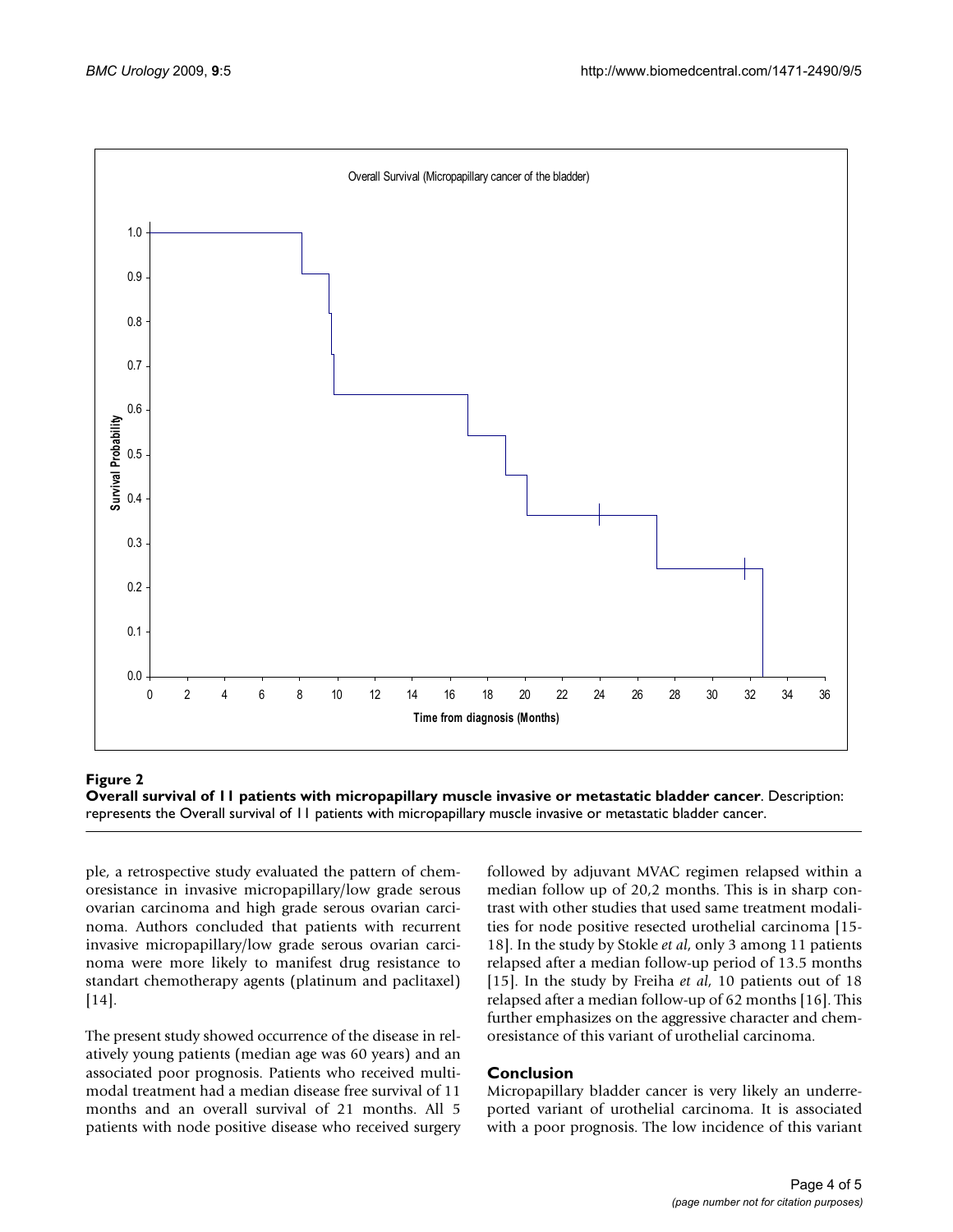**Figure 2**

**Overall survival of 11 patients with micropapillary muscle invasive or metastatic bladder cancer**. Description: represents the Overall survival of 11 patients with micropapillary muscle invasive or metastatic bladder cancer.

ple, a retrospective study evaluated the pattern of chemoresistance in invasive micropapillary/low grade serous ovarian carcinoma and high grade serous ovarian carcinoma. Authors concluded that patients with recurrent invasive micropapillary/low grade serous ovarian carcinoma were more likely to manifest drug resistance to standart chemotherapy agents (platinum and paclitaxel) [14].

The present study showed occurrence of the disease in relatively young patients (median age was 60 years) and an associated poor prognosis. Patients who received multimodal treatment had a median disease free survival of 11 months and an overall survival of 21 months. All 5 patients with node positive disease who received surgery followed by adjuvant MVAC regimen relapsed within a median follow up of 20,2 months. This is in sharp contrast with other studies that used same treatment modalities for node positive resected urothelial carcinoma [15-18]. In the study by Stokle *et al*, only 3 among 11 patients relapsed after a median follow-up period of 13.5 months [15]. In the study by Freiha *et al*, 10 patients out of 18 relapsed after a median follow-up of 62 months [16]. This further emphasizes on the aggressive character and chemoresistance of this variant of urothelial carcinoma.

## Conclusion

Micropapillary bladder cancer is very likely an underreported variant of urothelial carcinoma. It is associated with a poor prognosis. The low incidence of this variant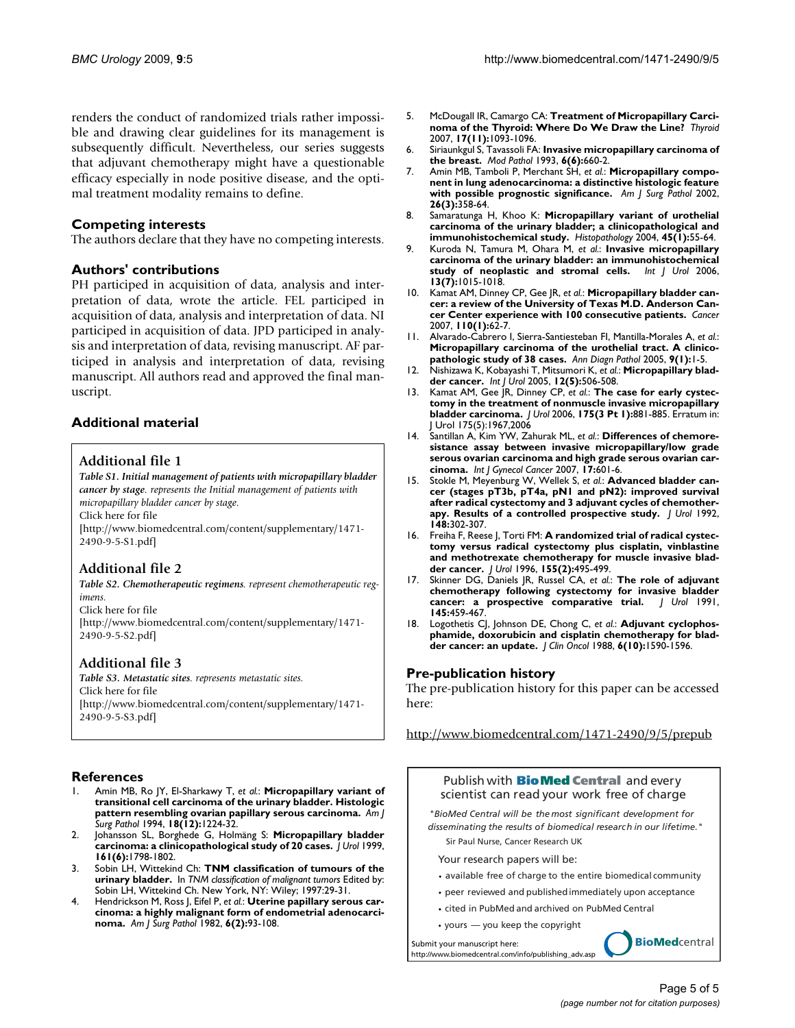renders the conduct of randomized trials rather impossible and drawing clear guidelines for its management is subsequently difficult. Nevertheless, our series suggests that adjuvant chemotherapy might have a questionable efficacy especially in node positive disease, and the optimal treatment modality remains to define.

## Competing interests

The authors declare that they have no competing interests.

## Authors' contributions

PH participed in acquisition of data, analysis and interpretation of data, wrote the article. FEL participed in acquisition of data, analysis and interpretation of data. NI participed in acquisition of data. JPD participed in analysis and interpretation of data, revising manuscript. AF participed in analysis and interpretation of data, revising manuscript. All authors read and approved the final manuscript.

## Additional material

### Additional file 1

***Table S1. Initial management of patients with micropapillary bladder cancer by stage.*** *represents the Initial management of patients with micropapillary bladder cancer by stage.*
Click here for file
[http://www.biomedcentral.com/content/supplementary/1471-2490-9-5-S1.pdf]

### Additional file 2

***Table S2. Chemotherapeutic regimens.*** *represent chemotherapeutic regimens.*
Click here for file
[http://www.biomedcentral.com/content/supplementary/1471-2490-9-5-S2.pdf]

### Additional file 3

***Table S3. Metastatic sites.*** *represents metastatic sites.*
Click here for file
[http://www.biomedcentral.com/content/supplementary/1471-2490-9-5-S3.pdf]

## References

1. Amin MB, Ro JY, El-Sharkawy T, *et al.*: **Micropapillary variant of transitional cell carcinoma of the urinary bladder. Histologic pattern resembling ovarian papillary serous carcinoma.** *Am J Surg Pathol* 1994, **18(12):**1224-32.
2. Johansson SL, Borghede G, Holmäng S: **Micropapillary bladder carcinoma: a clinicopathological study of 20 cases.** *J Urol* 1999, **161(6):**1798-1802.
3. Sobin LH, Wittekind Ch: **TNM classification of tumours of the urinary bladder.** In *TNM classification of malignant tumors* Edited by: Sobin LH, Wittekind Ch. New York, NY: Wiley; 1997:29-31.
4. Hendrickson M, Ross J, Eifel P, *et al.*: **Uterine papillary serous carcinoma: a highly malignant form of endometrial adenocarcinoma.** *Am J Surg Pathol* 1982, **6(2):**93-108.
5. McDougall IR, Camargo CA: **Treatment of Micropapillary Carcinoma of the Thyroid: Where Do We Draw the Line?** *Thyroid* 2007, **17(11):**1093-1096.
6. Siriaunkgul S, Tavassoli FA: **Invasive micropapillary carcinoma of the breast.** *Mod Pathol* 1993, **6(6):**660-2.
7. Amin MB, Tamboli P, Merchant SH, *et al.*: **Micropapillary component in lung adenocarcinoma: a distinctive histologic feature with possible prognostic significance.** *Am J Surg Pathol* 2002, **26(3):**358-64.
8. Samaratunga H, Khoo K: **Micropapillary variant of urothelial carcinoma of the urinary bladder; a clinicopathological and immunohistochemical study.** *Histopathology* 2004, **45(1):**55-64.
9. Kuroda N, Tamura M, Ohara M, *et al.*: **Invasive micropapillary carcinoma of the urinary bladder: an immunohistochemical study of neoplastic and stromal cells.** *Int J Urol* 2006, **13(7):**1015-1018.
10. Kamat AM, Dinney CP, Gee JR, *et al.*: **Micropapillary bladder cancer: a review of the University of Texas M.D. Anderson Cancer Center experience with 100 consecutive patients.** *Cancer* 2007, **110(1):**62-7.
11. Alvarado-Cabrero I, Sierra-Santiesteban FI, Mantilla-Morales A, *et al.*: **Micropapillary carcinoma of the urothelial tract. A clinicopathologic study of 38 cases.** *Ann Diagn Pathol* 2005, **9(1):**1-5.
12. Nishizawa K, Kobayashi T, Mitsumori K, *et al.*: **Micropapillary bladder cancer.** *Int J Urol* 2005, **12(5):**506-508.
13. Kamat AM, Gee JR, Dinney CP, *et al.*: **The case for early cystectomy in the treatment of nonmuscle invasive micropapillary bladder carcinoma.** *J Urol* 2006, **175(3 Pt 1):**881-885. Erratum in: J Urol 175(5):1967,2006
14. Santillan A, Kim YW, Zahurak ML, *et al.*: **Differences of chemoresistance assay between invasive micropapillary/low grade serous ovarian carcinoma and high grade serous ovarian carcinoma.** *Int J Gynecol Cancer* 2007, **17:**601-6.
15. Stokle M, Meyenburg W, Wellek S, *et al.*: **Advanced bladder cancer (stages pT3b, pT4a, pN1 and pN2): improved survival after radical cystectomy and 3 adjuvant cycles of chemotherapy. Results of a controlled prospective study.** *J Urol* 1992, **148:**302-307.
16. Freiha F, Reese J, Torti FM: **A randomized trial of radical cystectomy versus radical cystectomy plus cisplatin, vinblastine and methotrexate chemotherapy for muscle invasive bladder cancer.** *J Urol* 1996, **155(2):**495-499.
17. Skinner DG, Daniels JR, Russel CA, *et al.*: **The role of adjuvant chemotherapy following cystectomy for invasive bladder cancer: a prospective comparative trial.** *J Urol* 1991, **145:**459-467.
18. Logothetis CJ, Johnson DE, Chong C, *et al.*: **Adjuvant cyclophosphamide, doxorubicin and cisplatin chemotherapy for bladder cancer: an update.** *J Clin Oncol* 1988, **6(10):**1590-1596.

## Pre-publication history

The pre-publication history for this paper can be accessed here:

http://www.biomedcentral.com/1471-2490/9/5/prepub

Publish with **BioMed Central** and every scientist can read your work free of charge

*"BioMed Central will be the most significant development for disseminating the results of biomedical research in our lifetime."*
Sir Paul Nurse, Cancer Research UK

Your research papers will be:

- available free of charge to the entire biomedical community
- peer reviewed and published immediately upon acceptance
- cited in PubMed and archived on PubMed Central
- yours — you keep the copyright

Submit your manuscript here:
http://www.biomedcentral.com/info/publishing_adv.asp

BioMedcentral